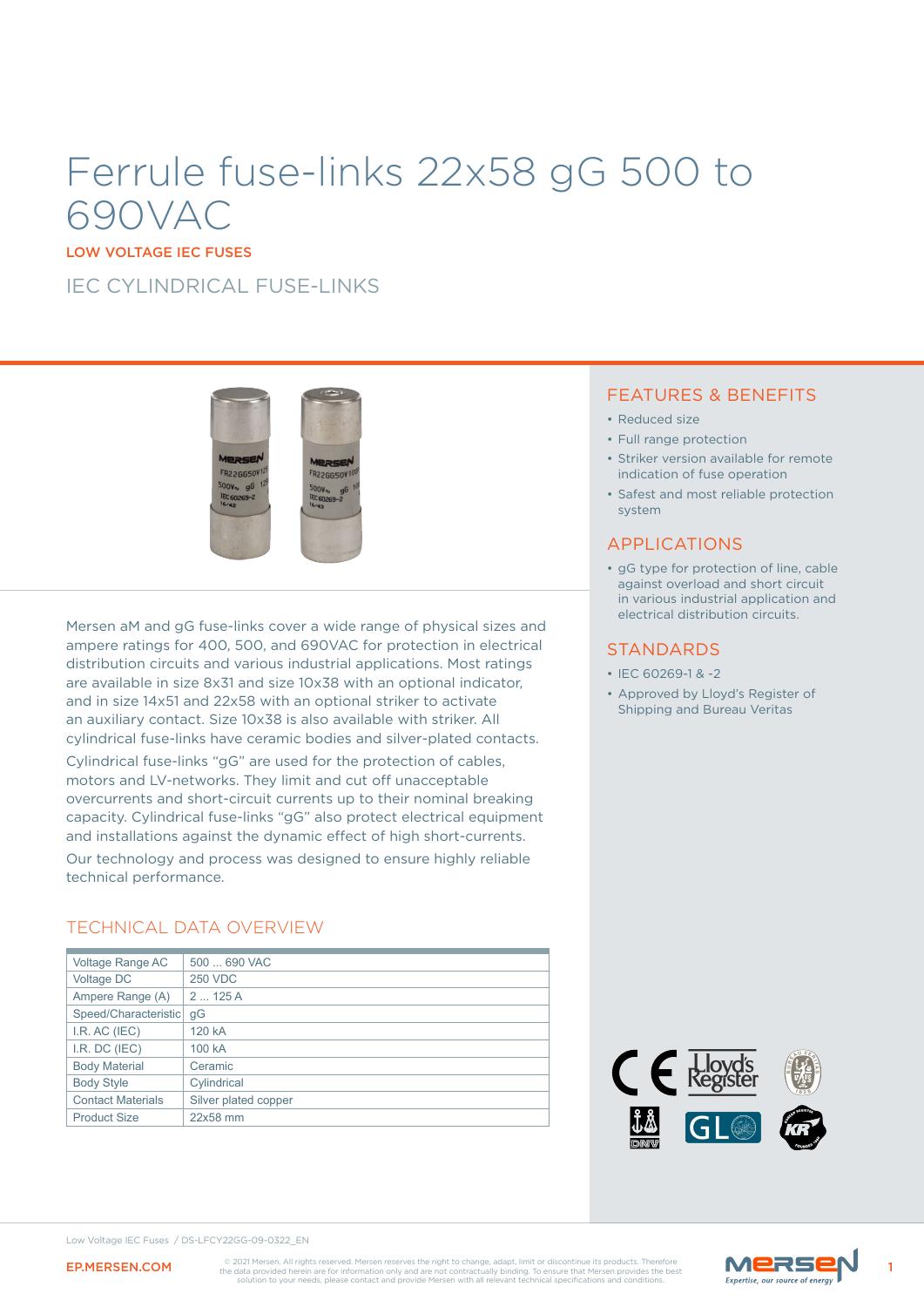# Ferrule fuse-links 22x58 gG 500 to 690VAC

LOW VOLTAGE IEC FUSES

IEC CYLINDRICAL FUSE-LINKS

## FEATURES & BENEFITS

- Reduced size
- Full range protection
- Striker version available for remote indication of fuse operation
- Safest and most reliable protection system

## APPLICATIONS

- gG type for protection of line, cable against overload and short circuit in various industrial application and electrical distribution circuits.

## STANDARDS

- IEC 60269-1 & -2
- Approved by Lloyd's Register of Shipping and Bureau Veritas

Mersen aM and gG fuse-links cover a wide range of physical sizes and ampere ratings for 400, 500, and 690VAC for protection in electrical distribution circuits and various industrial applications. Most ratings are available in size 8x31 and size 10x38 with an optional indicator, and in size 14x51 and 22x58 with an optional striker to activate an auxiliary contact. Size 10x38 is also available with striker. All cylindrical fuse-links have ceramic bodies and silver-plated contacts.

Cylindrical fuse-links "gG" are used for the protection of cables, motors and LV-networks. They limit and cut off unacceptable overcurrents and short-circuit currents up to their nominal breaking capacity. Cylindrical fuse-links "gG" also protect electrical equipment and installations against the dynamic effect of high short-currents.

Our technology and process was designed to ensure highly reliable technical performance.

## TECHNICAL DATA OVERVIEW

| | |
|---|---|
| Voltage Range AC | 500 ... 690 VAC |
| Voltage DC | 250 VDC |
| Ampere Range (A) | 2 ... 125 A |
| Speed/Characteristic | gG |
| I.R. AC (IEC) | 120 kA |
| I.R. DC (IEC) | 100 kA |
| Body Material | Ceramic |
| Body Style | Cylindrical |
| Contact Materials | Silver plated copper |
| Product Size | 22x58 mm |

Low Voltage IEC Fuses / DS-LFCY22GG-09-0322_EN

EP.MERSEN.COM

© 2021 Mersen. All rights reserved. Mersen reserves the right to change, adapt, limit or discontinue its products. Therefore the data provided herein are for information only and are not contractually binding. To ensure that Mersen provides the best solution to your needs, please contact and provide Mersen with all relevant technical specifications and conditions.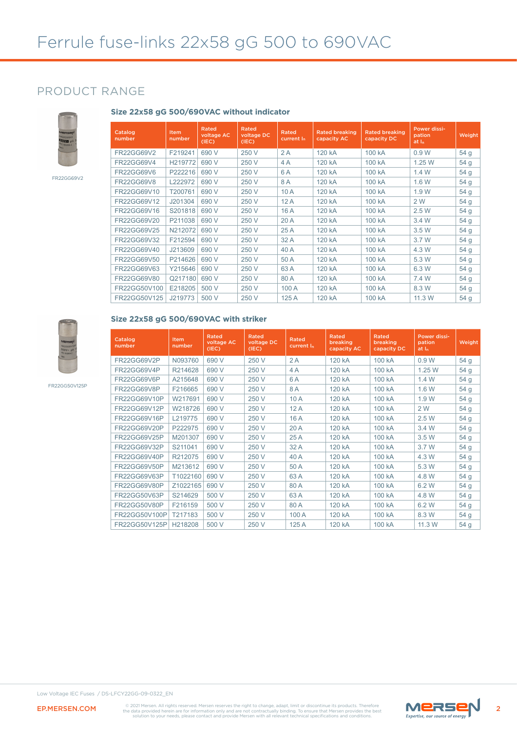# Ferrule fuse-links 22x58 gG 500 to 690VAC

## PRODUCT RANGE

FR22GG69V2

### Size 22x58 gG 500/690VAC without indicator

| Catalog number | Item number | Rated voltage AC (IEC) | Rated voltage DC (IEC) | Rated current $I_n$ | Rated breaking capacity AC | Rated breaking capacity DC | Power dissi-pation at $I_n$ | Weight |
|---|---|---|---|---|---|---|---|---|
| FR22GG69V2 | F219241 | 690 V | 250 V | 2 A | 120 kA | 100 kA | 0.9 W | 54 g |
| FR22GG69V4 | H219772 | 690 V | 250 V | 4 A | 120 kA | 100 kA | 1.25 W | 54 g |
| FR22GG69V6 | P222216 | 690 V | 250 V | 6 A | 120 kA | 100 kA | 1.4 W | 54 g |
| FR22GG69V8 | L222972 | 690 V | 250 V | 8 A | 120 kA | 100 kA | 1.6 W | 54 g |
| FR22GG69V10 | T200761 | 690 V | 250 V | 10 A | 120 kA | 100 kA | 1.9 W | 54 g |
| FR22GG69V12 | J201304 | 690 V | 250 V | 12 A | 120 kA | 100 kA | 2 W | 54 g |
| FR22GG69V16 | S201818 | 690 V | 250 V | 16 A | 120 kA | 100 kA | 2.5 W | 54 g |
| FR22GG69V20 | P211038 | 690 V | 250 V | 20 A | 120 kA | 100 kA | 3.4 W | 54 g |
| FR22GG69V25 | N212072 | 690 V | 250 V | 25 A | 120 kA | 100 kA | 3.5 W | 54 g |
| FR22GG69V32 | F212594 | 690 V | 250 V | 32 A | 120 kA | 100 kA | 3.7 W | 54 g |
| FR22GG69V40 | J213609 | 690 V | 250 V | 40 A | 120 kA | 100 kA | 4.3 W | 54 g |
| FR22GG69V50 | P214626 | 690 V | 250 V | 50 A | 120 kA | 100 kA | 5.3 W | 54 g |
| FR22GG69V63 | Y215646 | 690 V | 250 V | 63 A | 120 kA | 100 kA | 6.3 W | 54 g |
| FR22GG69V80 | Q217180 | 690 V | 250 V | 80 A | 120 kA | 100 kA | 7.4 W | 54 g |
| FR22GG50V100 | E218205 | 500 V | 250 V | 100 A | 120 kA | 100 kA | 8.3 W | 54 g |
| FR22GG50V125 | J219773 | 500 V | 250 V | 125 A | 120 kA | 100 kA | 11.3 W | 54 g |

FR22GG50V125P

### Size 22x58 gG 500/690VAC with striker

| Catalog number | Item number | Rated voltage AC (IEC) | Rated voltage DC (IEC) | Rated current $I_n$ | Rated breaking capacity AC | Rated breaking capacity DC | Power dissi-pation at $I_n$ | Weight |
|---|---|---|---|---|---|---|---|---|
| FR22GG69V2P | N093760 | 690 V | 250 V | 2 A | 120 kA | 100 kA | 0.9 W | 54 g |
| FR22GG69V4P | R214628 | 690 V | 250 V | 4 A | 120 kA | 100 kA | 1.25 W | 54 g |
| FR22GG69V6P | A215648 | 690 V | 250 V | 6 A | 120 kA | 100 kA | 1.4 W | 54 g |
| FR22GG69V8P | F216665 | 690 V | 250 V | 8 A | 120 kA | 100 kA | 1.6 W | 54 g |
| FR22GG69V10P | W217691 | 690 V | 250 V | 10 A | 120 kA | 100 kA | 1.9 W | 54 g |
| FR22GG69V12P | W218726 | 690 V | 250 V | 12 A | 120 kA | 100 kA | 2 W | 54 g |
| FR22GG69V16P | L219775 | 690 V | 250 V | 16 A | 120 kA | 100 kA | 2.5 W | 54 g |
| FR22GG69V20P | P222975 | 690 V | 250 V | 20 A | 120 kA | 100 kA | 3.4 W | 54 g |
| FR22GG69V25P | M201307 | 690 V | 250 V | 25 A | 120 kA | 100 kA | 3.5 W | 54 g |
| FR22GG69V32P | S211041 | 690 V | 250 V | 32 A | 120 kA | 100 kA | 3.7 W | 54 g |
| FR22GG69V40P | R212075 | 690 V | 250 V | 40 A | 120 kA | 100 kA | 4.3 W | 54 g |
| FR22GG69V50P | M213612 | 690 V | 250 V | 50 A | 120 kA | 100 kA | 5.3 W | 54 g |
| FR22GG69V63P | T1022160 | 690 V | 250 V | 63 A | 120 kA | 100 kA | 4.8 W | 54 g |
| FR22GG69V80P | Z1022165 | 690 V | 250 V | 80 A | 120 kA | 100 kA | 6.2 W | 54 g |
| FR22GG50V63P | S214629 | 500 V | 250 V | 63 A | 120 kA | 100 kA | 4.8 W | 54 g |
| FR22GG50V80P | F216159 | 500 V | 250 V | 80 A | 120 kA | 100 kA | 6.2 W | 54 g |
| FR22GG50V100P | T217183 | 500 V | 250 V | 100 A | 120 kA | 100 kA | 8.3 W | 54 g |
| FR22GG50V125P | H218208 | 500 V | 250 V | 125 A | 120 kA | 100 kA | 11.3 W | 54 g |

Low Voltage IEC Fuses / DS-LFCY22GG-09-0322_EN

EP.MERSEN.COM

© 2021 Mersen. All rights reserved. Mersen reserves the right to change, adapt, limit or discontinue its products. Therefore the data provided herein are for information only and are not contractually binding. To ensure that Mersen provides the best solution to your needs, please contact and provide Mersen with all relevant technical specifications and conditions.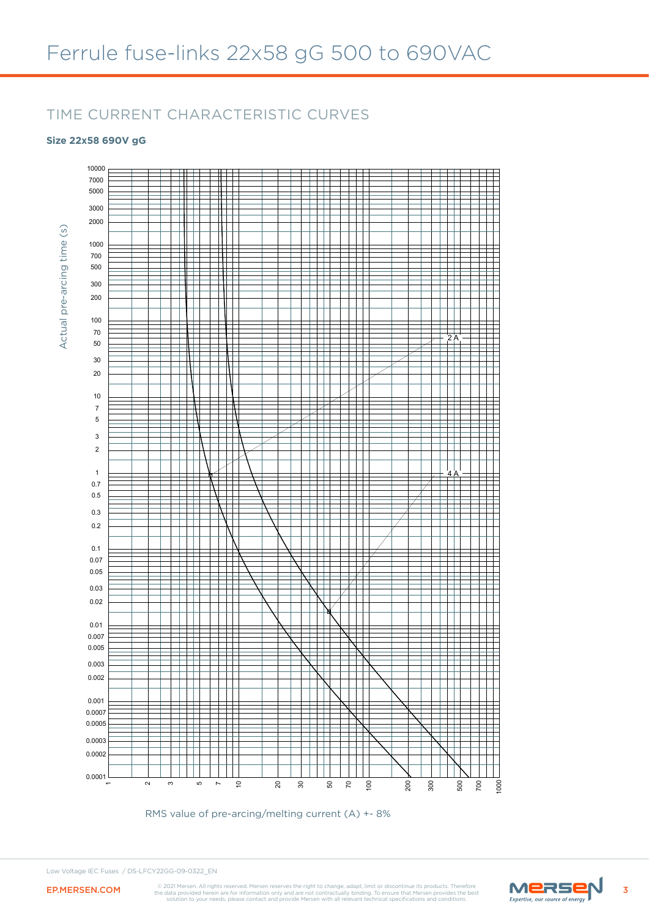# Ferrule fuse-links 22x58 gG 500 to 690VAC

## TIME CURRENT CHARACTERISTIC CURVES

**Size 22x58 690V gG**

Actual pre-arcing time (s)

10000, 7000, 5000, 3000, 2000, 1000, 700, 500, 300, 200, 100, 70, 50, 30, 20, 10, 7, 5, 3, 2, 1, 0.7, 0.5, 0.3, 0.2, 0.1, 0.07, 0.05, 0.03, 0.02, 0.01, 0.007, 0.005, 0.003, 0.002, 0.001, 0.0007, 0.0005, 0.0003, 0.0002, 0.0001

2 A

4 A

1, 2, 3, 5, 7, 10, 20, 30, 50, 70, 100, 200, 300, 500, 700, 1000

RMS value of pre-arcing/melting current (A) +- 8%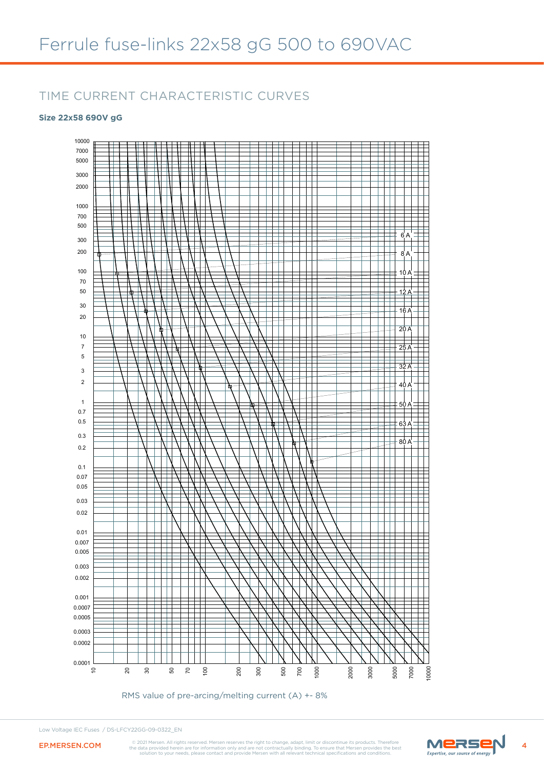# Ferrule fuse-links 22x58 gG 500 to 690VAC

## TIME CURRENT CHARACTERISTIC CURVES

**Size 22x58 690V gG**

10000
7000
5000
3000
2000
1000
700
500
300
200
100
70
50
30
20
10
7
5
3
2
1
0.7
0.5
0.3
0.2
0.1
0.07
0.05
0.03
0.02
0.01
0.007
0.005
0.003
0.002
0.001
0.0007
0.0005
0.0003
0.0002
0.0001

6 A
8 A
10 A
12 A
16 A
20 A
25 A
32 A
40 A
50 A
63 A
80 A

10 20 30 50 70 100 200 300 500 700 1000 2000 3000 5000 7000 10000

RMS value of pre-arcing/melting current (A) +- 8%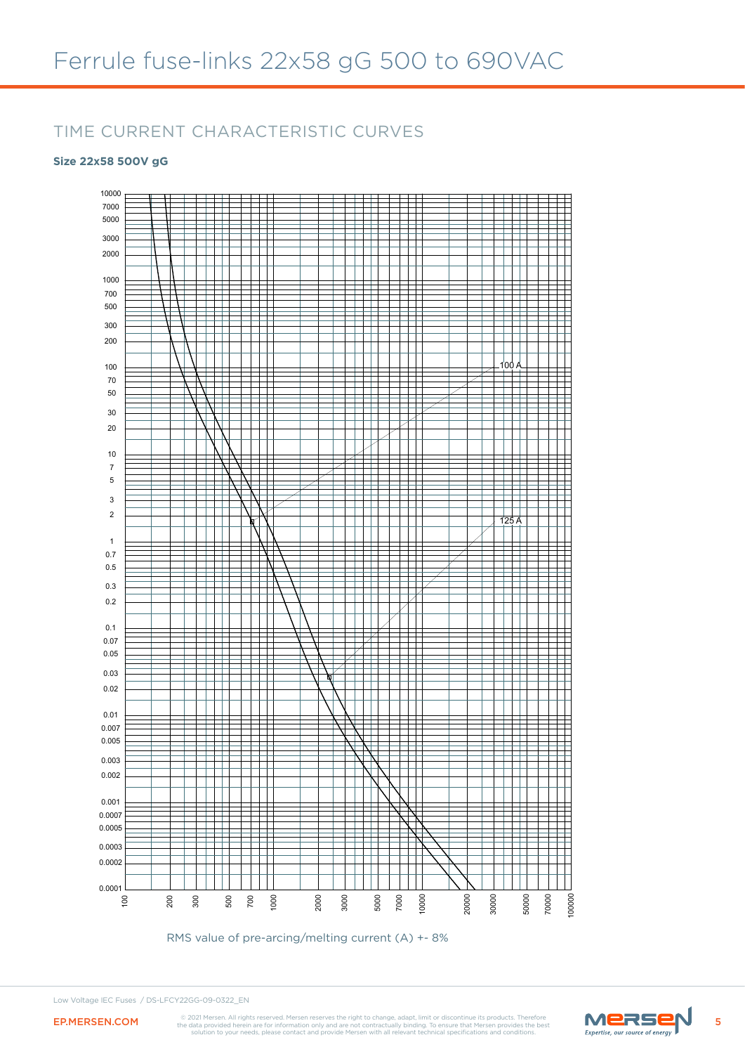# Ferrule fuse-links 22x58 gG 500 to 690VAC

## TIME CURRENT CHARACTERISTIC CURVES

**Size 22x58 500V gG**

RMS value of pre-arcing/melting current (A) +- 8%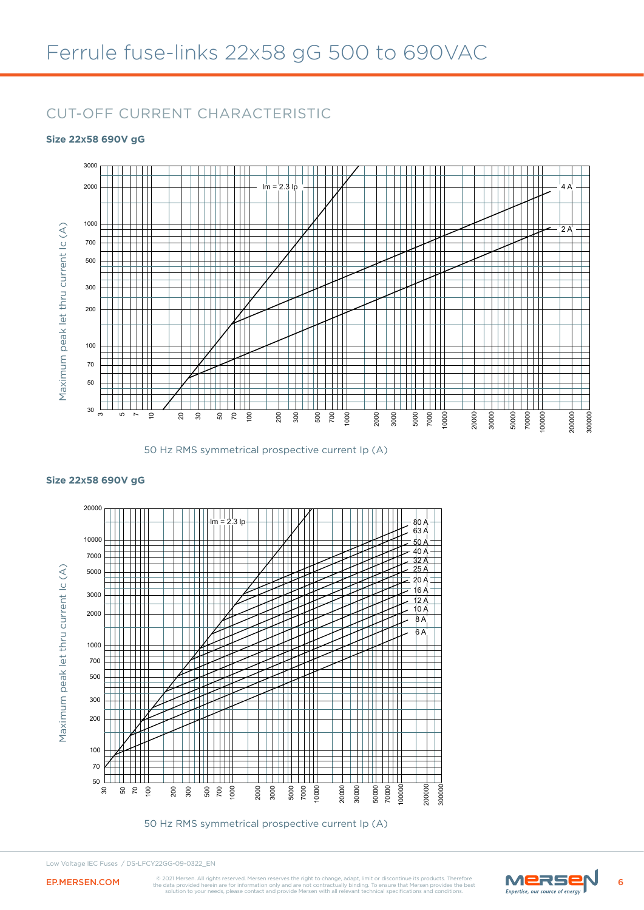# Ferrule fuse-links 22x58 gG 500 to 690VAC

## CUT-OFF CURRENT CHARACTERISTIC

**Size 22x58 690V gG**

Maximum peak let thru current Ic (A)

Im = 2.3 Ip

4 A

2 A

50 Hz RMS symmetrical prospective current Ip (A)

**Size 22x58 690V gG**

Maximum peak let thru current Ic (A)

Im = 2.3 Ip

80 A
63 A
50 A
40 A
32 A
25 A
20 A
16 A
12 A
10 A
8 A
6 A

50 Hz RMS symmetrical prospective current Ip (A)

Low Voltage IEC Fuses / DS-LFCY22GG-09-0322_EN

EP.MERSEN.COM

© 2021 Mersen. All rights reserved. Mersen reserves the right to change, adapt, limit or discontinue its products. Therefore the data provided herein are for information only and are not contractually binding. To ensure that Mersen provides the best solution to your needs, please contact and provide Mersen with all relevant technical specifications and conditions.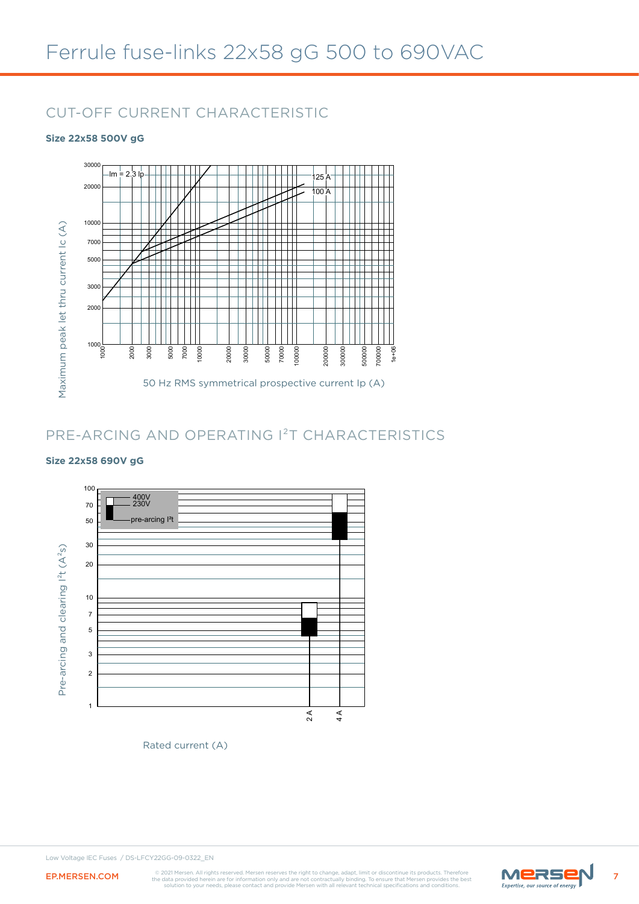# Ferrule fuse-links 22x58 gG 500 to 690VAC

## CUT-OFF CURRENT CHARACTERISTIC

**Size 22x58 500V gG**

Im = 2.3 Ip

125 A

100 A

Maximum peak let thru current Ic (A)

50 Hz RMS symmetrical prospective current Ip (A)

## PRE-ARCING AND OPERATING I²T CHARACTERISTICS

**Size 22x58 690V gG**

400V
230V
pre-arcing I²t

2 A
4 A

Pre-arcing and clearing I²t (A²s)

Rated current (A)

Low Voltage IEC Fuses / DS-LFCY22GG-09-0322_EN

EP.MERSEN.COM

© 2021 Mersen. All rights reserved. Mersen reserves the right to change, adapt, limit or discontinue its products. Therefore the data provided herein are for information only and are not contractually binding. To ensure that Mersen provides the best solution to your needs, please contact and provide Mersen with all relevant technical specifications and conditions.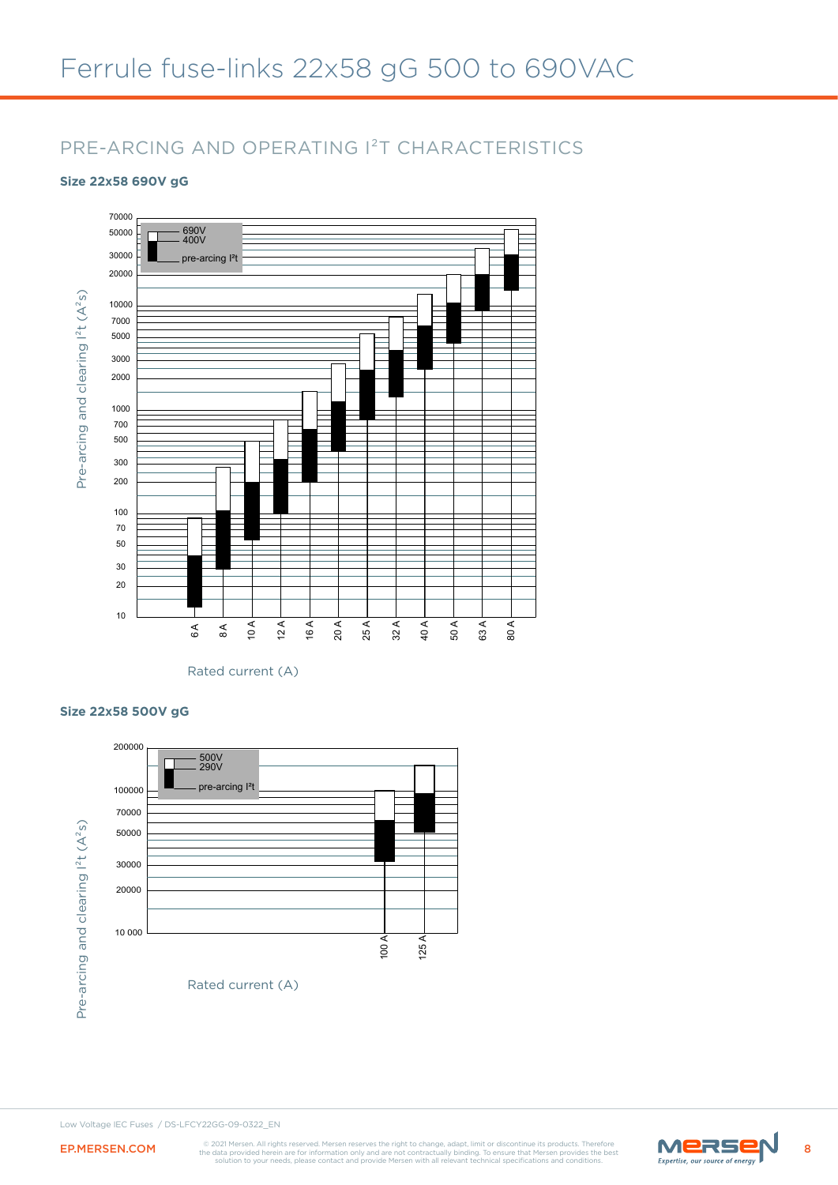# Ferrule fuse-links 22x58 gG 500 to 690VAC

## PRE-ARCING AND OPERATING $I^2T$ CHARACTERISTICS

**Size 22x58 690V gG**

Pre-arcing and clearing $I^2t$ ($A^2s$)

690V
400V
pre-arcing I²t

70000, 50000, 30000, 20000, 10000, 7000, 5000, 3000, 2000, 1000, 700, 500, 300, 200, 100, 70, 50, 30, 20, 10

6 A, 8 A, 10 A, 12 A, 16 A, 20 A, 25 A, 32 A, 40 A, 50 A, 63 A, 80 A

Rated current (A)

**Size 22x58 500V gG**

Pre-arcing and clearing $I^2t$ ($A^2s$)

500V
290V
pre-arcing I²t

200000, 100000, 70000, 50000, 30000, 20000, 10 000

100 A, 125 A

Rated current (A)

Low Voltage IEC Fuses / DS-LFCY22GG-09-0322_EN

EP.MERSEN.COM

© 2021 Mersen. All rights reserved. Mersen reserves the right to change, adapt, limit or discontinue its products. Therefore the data provided herein are for information only and are not contractually binding. To ensure that Mersen provides the best solution to your needs, please contact and provide Mersen with all relevant technical specifications and conditions.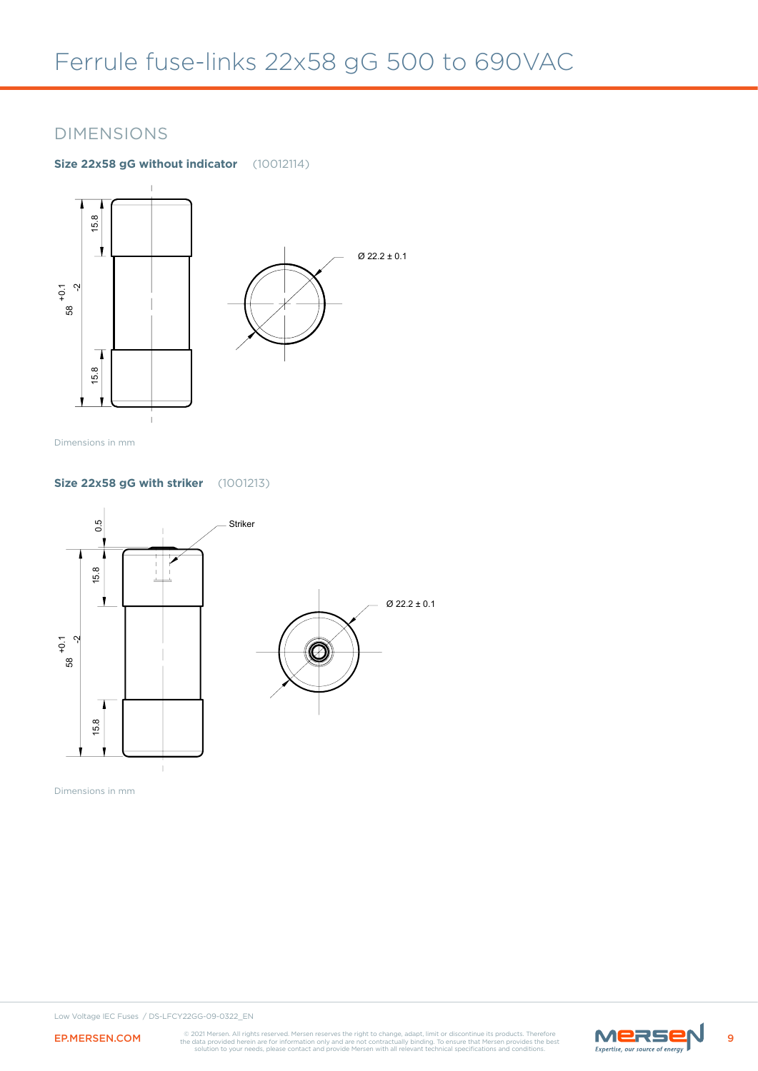# Ferrule fuse-links 22x58 gG 500 to 690VAC

## DIMENSIONS

**Size 22x58 gG without indicator** (10012114)

15.8

58 +0.1 -2

15.8

Ø 22.2 ± 0.1

Dimensions in mm

**Size 22x58 gG with striker** (1001213)

0.5

Striker

15.8

58 +0.1 -2

15.8

Ø 22.2 ± 0.1

Dimensions in mm